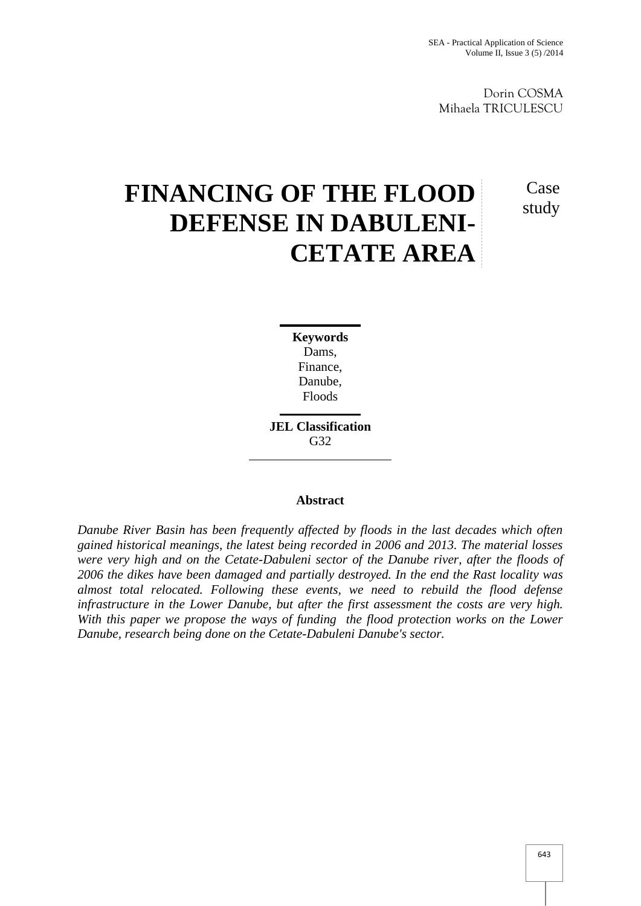Dorin COSMA
Mihaela TRICULESCU

# FINANCING OF THE FLOOD DEFENSE IN DABULENI-CETATE AREA

Case study

**Keywords**
Dams,
Finance,
Danube,
Floods

**JEL Classification**
G32

## Abstract

*Danube River Basin has been frequently affected by floods in the last decades which often gained historical meanings, the latest being recorded in 2006 and 2013. The material losses were very high and on the Cetate-Dabuleni sector of the Danube river, after the floods of 2006 the dikes have been damaged and partially destroyed. In the end the Rast locality was almost total relocated. Following these events, we need to rebuild the flood defense infrastructure in the Lower Danube, but after the first assessment the costs are very high. With this paper we propose the ways of funding the flood protection works on the Lower Danube, research being done on the Cetate-Dabuleni Danube's sector.*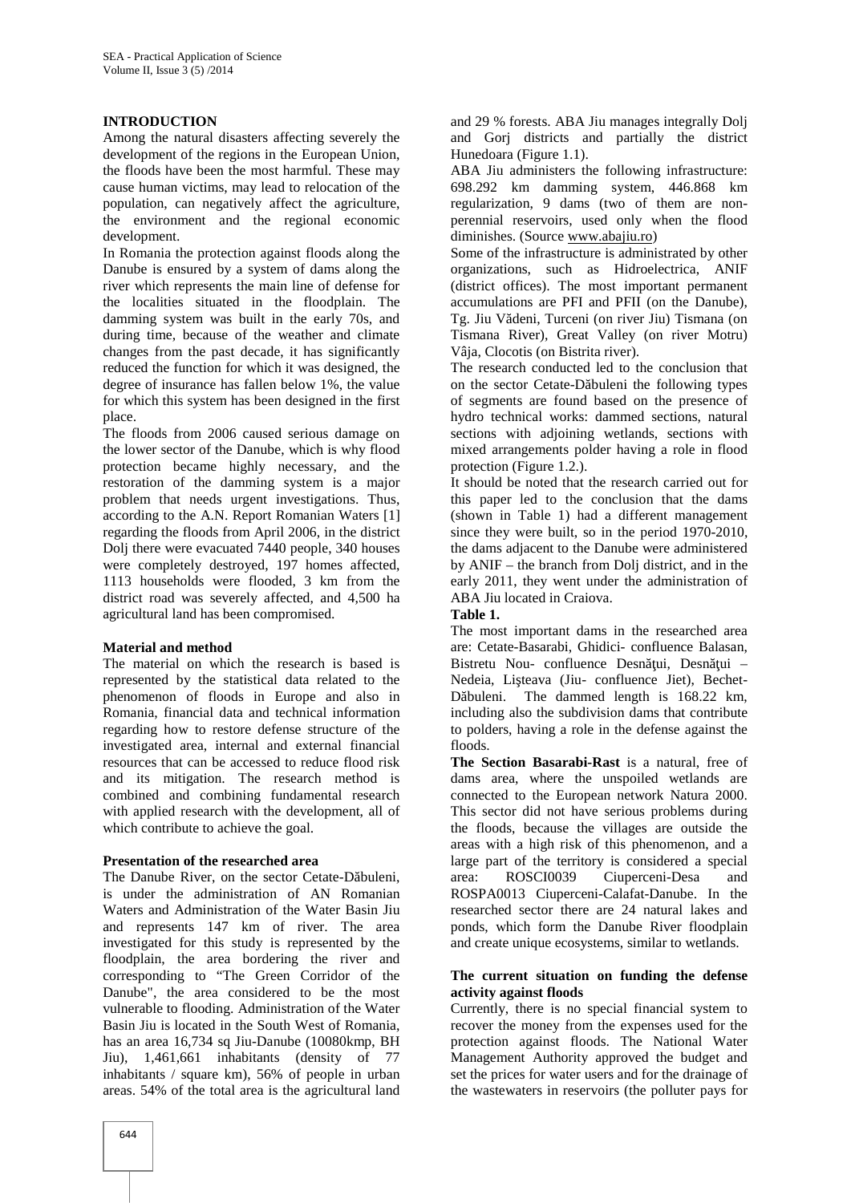## INTRODUCTION

Among the natural disasters affecting severely the development of the regions in the European Union, the floods have been the most harmful. These may cause human victims, may lead to relocation of the population, can negatively affect the agriculture, the environment and the regional economic development.

In Romania the protection against floods along the Danube is ensured by a system of dams along the river which represents the main line of defense for the localities situated in the floodplain. The damming system was built in the early 70s, and during time, because of the weather and climate changes from the past decade, it has significantly reduced the function for which it was designed, the degree of insurance has fallen below 1%, the value for which this system has been designed in the first place.

The floods from 2006 caused serious damage on the lower sector of the Danube, which is why flood protection became highly necessary, and the restoration of the damming system is a major problem that needs urgent investigations. Thus, according to the A.N. Report Romanian Waters [1] regarding the floods from April 2006, in the district Dolj there were evacuated 7440 people, 340 houses were completely destroyed, 197 homes affected, 1113 households were flooded, 3 km from the district road was severely affected, and 4,500 ha agricultural land has been compromised.

## Material and method

The material on which the research is based is represented by the statistical data related to the phenomenon of floods in Europe and also in Romania, financial data and technical information regarding how to restore defense structure of the investigated area, internal and external financial resources that can be accessed to reduce flood risk and its mitigation. The research method is combined and combining fundamental research with applied research with the development, all of which contribute to achieve the goal.

## Presentation of the researched area

The Danube River, on the sector Cetate-Dăbuleni, is under the administration of AN Romanian Waters and Administration of the Water Basin Jiu and represents 147 km of river. The area investigated for this study is represented by the floodplain, the area bordering the river and corresponding to "The Green Corridor of the Danube", the area considered to be the most vulnerable to flooding. Administration of the Water Basin Jiu is located in the South West of Romania, has an area 16,734 sq Jiu-Danube (10080kmp, BH Jiu), 1,461,661 inhabitants (density of 77 inhabitants / square km), 56% of people in urban areas. 54% of the total area is the agricultural land and 29 % forests. ABA Jiu manages integrally Dolj and Gorj districts and partially the district Hunedoara (Figure 1.1).

ABA Jiu administers the following infrastructure: 698.292 km damming system, 446.868 km regularization, 9 dams (two of them are non-perennial reservoirs, used only when the flood diminishes. (Source www.abajiu.ro)

Some of the infrastructure is administrated by other organizations, such as Hidroelectrica, ANIF (district offices). The most important permanent accumulations are PFI and PFII (on the Danube), Tg. Jiu Vădeni, Turceni (on river Jiu) Tismana (on Tismana River), Great Valley (on river Motru) Vâja, Clocotis (on Bistrita river).

The research conducted led to the conclusion that on the sector Cetate-Dăbuleni the following types of segments are found based on the presence of hydro technical works: dammed sections, natural sections with adjoining wetlands, sections with mixed arrangements polder having a role in flood protection (Figure 1.2.).

It should be noted that the research carried out for this paper led to the conclusion that the dams (shown in Table 1) had a different management since they were built, so in the period 1970-2010, the dams adjacent to the Danube were administered by ANIF – the branch from Dolj district, and in the early 2011, they went under the administration of ABA Jiu located in Craiova.

**Table 1.**

The most important dams in the researched area are: Cetate-Basarabi, Ghidici- confluence Balasan, Bistretu Nou- confluence Desnăţui, Desnăţui – Nedeia, Lişteava (Jiu- confluence Jiet), Bechet-Dăbuleni. The dammed length is 168.22 km, including also the subdivision dams that contribute to polders, having a role in the defense against the floods.

**The Section Basarabi-Rast** is a natural, free of dams area, where the unspoiled wetlands are connected to the European network Natura 2000. This sector did not have serious problems during the floods, because the villages are outside the areas with a high risk of this phenomenon, and a large part of the territory is considered a special area: ROSCI0039 Ciuperceni-Desa and ROSPA0013 Ciuperceni-Calafat-Danube. In the researched sector there are 24 natural lakes and ponds, which form the Danube River floodplain and create unique ecosystems, similar to wetlands.

## The current situation on funding the defense activity against floods

Currently, there is no special financial system to recover the money from the expenses used for the protection against floods. The National Water Management Authority approved the budget and set the prices for water users and for the drainage of the wastewaters in reservoirs (the polluter pays for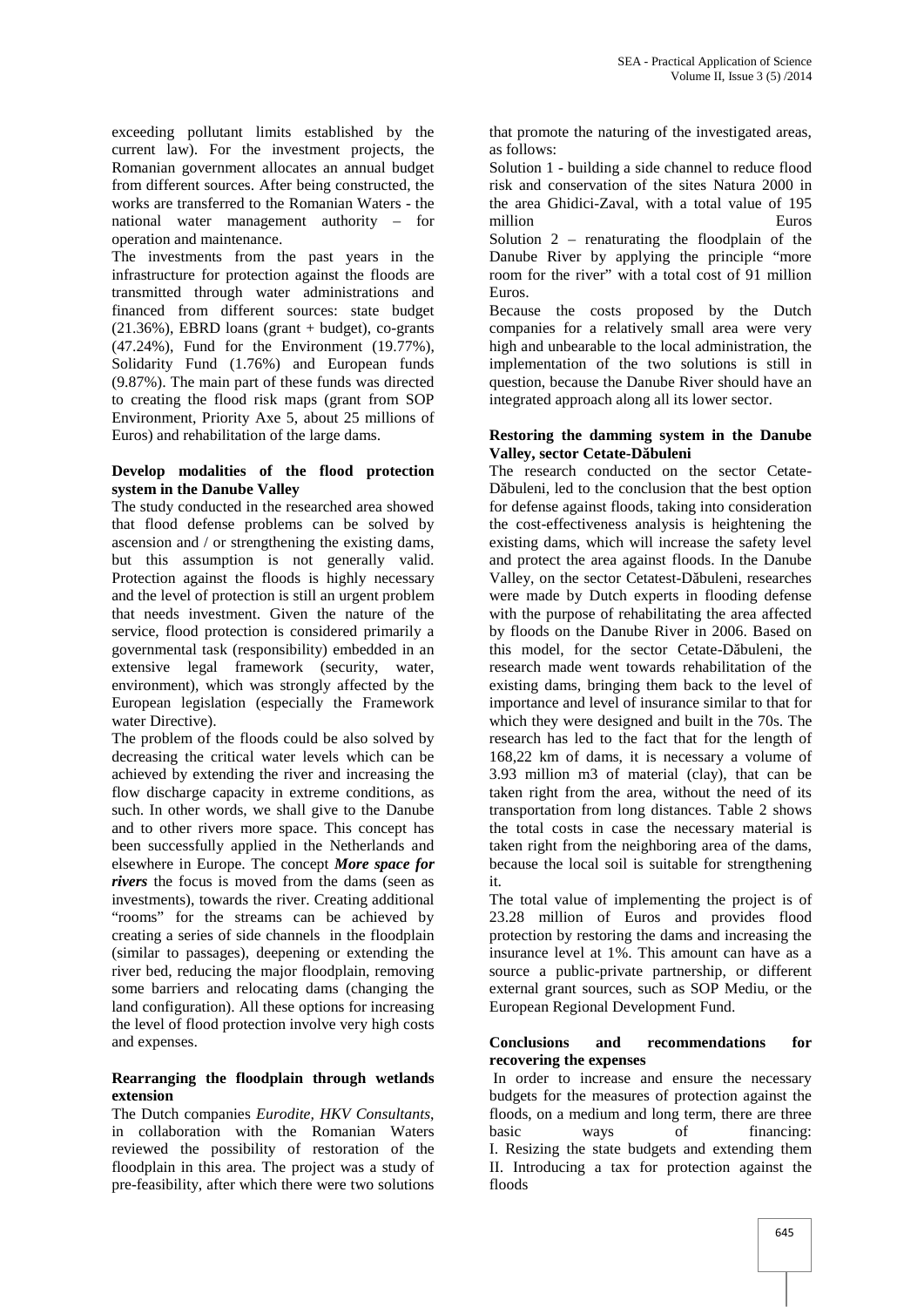exceeding pollutant limits established by the current law). For the investment projects, the Romanian government allocates an annual budget from different sources. After being constructed, the works are transferred to the Romanian Waters - the national water management authority – for operation and maintenance.

The investments from the past years in the infrastructure for protection against the floods are transmitted through water administrations and financed from different sources: state budget (21.36%), EBRD loans (grant + budget), co-grants (47.24%), Fund for the Environment (19.77%), Solidarity Fund (1.76%) and European funds (9.87%). The main part of these funds was directed to creating the flood risk maps (grant from SOP Environment, Priority Axe 5, about 25 millions of Euros) and rehabilitation of the large dams.

**Develop modalities of the flood protection system in the Danube Valley**

The study conducted in the researched area showed that flood defense problems can be solved by ascension and / or strengthening the existing dams, but this assumption is not generally valid. Protection against the floods is highly necessary and the level of protection is still an urgent problem that needs investment. Given the nature of the service, flood protection is considered primarily a governmental task (responsibility) embedded in an extensive legal framework (security, water, environment), which was strongly affected by the European legislation (especially the Framework water Directive).

The problem of the floods could be also solved by decreasing the critical water levels which can be achieved by extending the river and increasing the flow discharge capacity in extreme conditions, as such. In other words, we shall give to the Danube and to other rivers more space. This concept has been successfully applied in the Netherlands and elsewhere in Europe. The concept ***More space for rivers*** the focus is moved from the dams (seen as investments), towards the river. Creating additional "rooms" for the streams can be achieved by creating a series of side channels in the floodplain (similar to passages), deepening or extending the river bed, reducing the major floodplain, removing some barriers and relocating dams (changing the land configuration). All these options for increasing the level of flood protection involve very high costs and expenses.

**Rearranging the floodplain through wetlands extension**

The Dutch companies *Eurodite, HKV Consultants*, in collaboration with the Romanian Waters reviewed the possibility of restoration of the floodplain in this area. The project was a study of pre-feasibility, after which there were two solutions that promote the naturing of the investigated areas, as follows:

Solution 1 - building a side channel to reduce flood risk and conservation of the sites Natura 2000 in the area Ghidici-Zaval, with a total value of 195 million Euros

Solution 2 – renaturating the floodplain of the Danube River by applying the principle "more room for the river" with a total cost of 91 million Euros.

Because the costs proposed by the Dutch companies for a relatively small area were very high and unbearable to the local administration, the implementation of the two solutions is still in question, because the Danube River should have an integrated approach along all its lower sector.

**Restoring the damming system in the Danube Valley, sector Cetate-Dăbuleni**

The research conducted on the sector Cetate-Dăbuleni, led to the conclusion that the best option for defense against floods, taking into consideration the cost-effectiveness analysis is heightening the existing dams, which will increase the safety level and protect the area against floods. In the Danube Valley, on the sector Cetatest-Dăbuleni, researches were made by Dutch experts in flooding defense with the purpose of rehabilitating the area affected by floods on the Danube River in 2006. Based on this model, for the sector Cetate-Dăbuleni, the research made went towards rehabilitation of the existing dams, bringing them back to the level of importance and level of insurance similar to that for which they were designed and built in the 70s. The research has led to the fact that for the length of 168,22 km of dams, it is necessary a volume of 3.93 million m3 of material (clay), that can be taken right from the area, without the need of its transportation from long distances. Table 2 shows the total costs in case the necessary material is taken right from the neighboring area of the dams, because the local soil is suitable for strengthening it.

The total value of implementing the project is of 23.28 million of Euros and provides flood protection by restoring the dams and increasing the insurance level at 1%. This amount can have as a source a public-private partnership, or different external grant sources, such as SOP Mediu, or the European Regional Development Fund.

**Conclusions and recommendations for recovering the expenses**

In order to increase and ensure the necessary budgets for the measures of protection against the floods, on a medium and long term, there are three basic ways of financing:

I. Resizing the state budgets and extending them

II. Introducing a tax for protection against the floods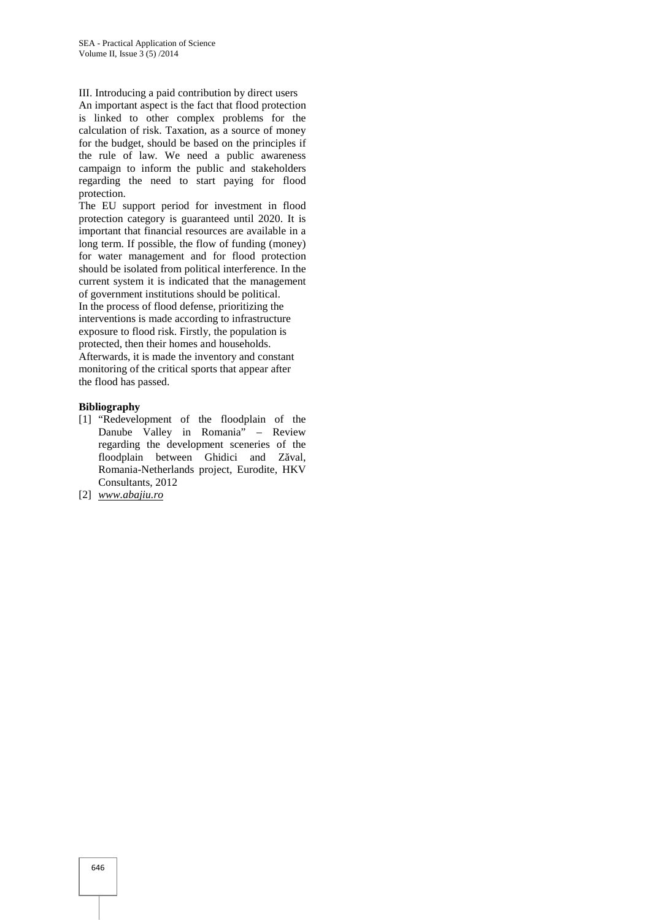III. Introducing a paid contribution by direct users

An important aspect is the fact that flood protection is linked to other complex problems for the calculation of risk. Taxation, as a source of money for the budget, should be based on the principles if the rule of law. We need a public awareness campaign to inform the public and stakeholders regarding the need to start paying for flood protection.

The EU support period for investment in flood protection category is guaranteed until 2020. It is important that financial resources are available in a long term. If possible, the flow of funding (money) for water management and for flood protection should be isolated from political interference. In the current system it is indicated that the management of government institutions should be political.

In the process of flood defense, prioritizing the interventions is made according to infrastructure exposure to flood risk. Firstly, the population is protected, then their homes and households. Afterwards, it is made the inventory and constant monitoring of the critical sports that appear after the flood has passed.

**Bibliography**

[1] "Redevelopment of the floodplain of the Danube Valley in Romania" – Review regarding the development sceneries of the floodplain between Ghidici and Zăval, Romania-Netherlands project, Eurodite, HKV Consultants, 2012

[2] *www.abajiu.ro*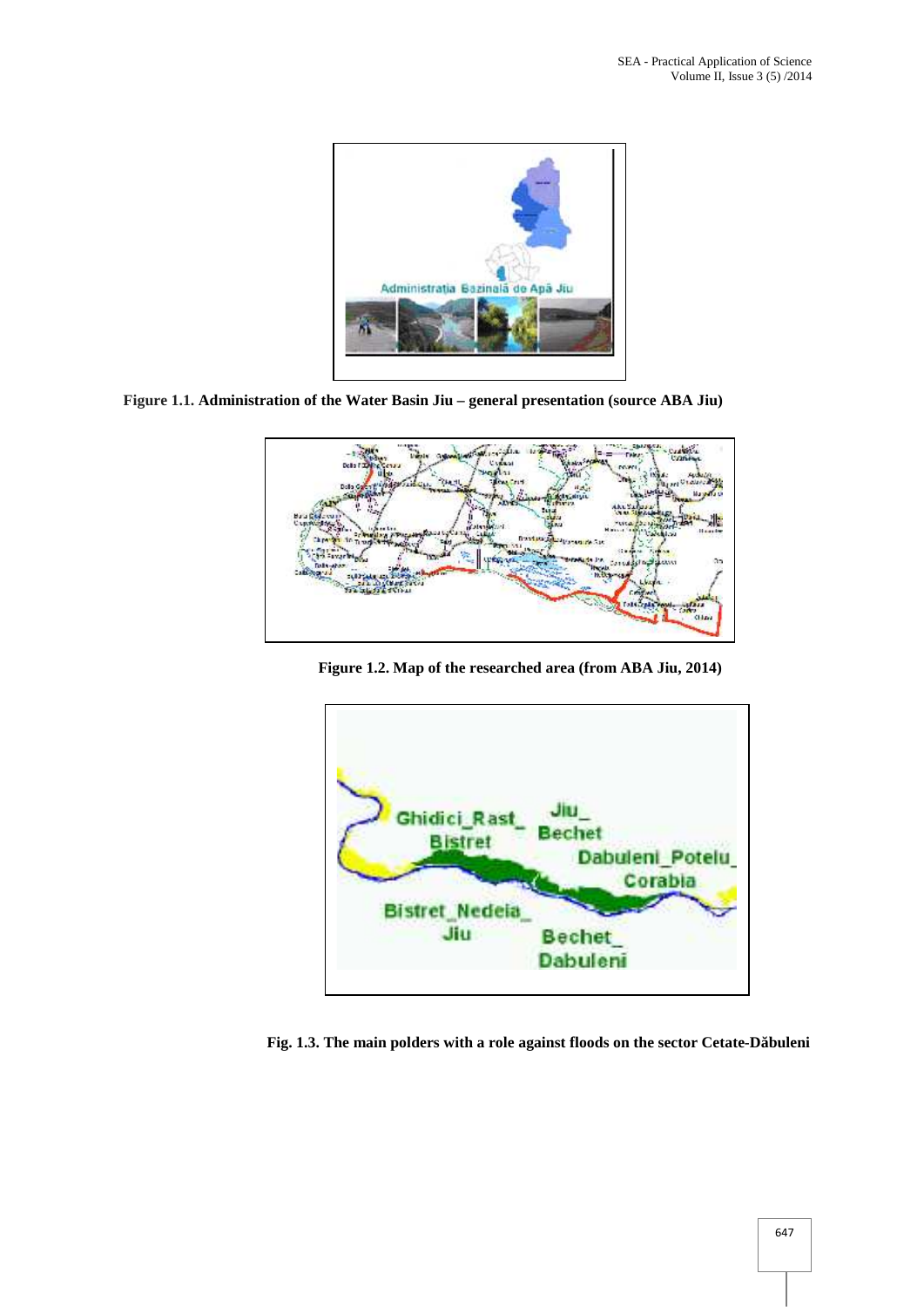Figure 1.1. **Administration of the Water Basin Jiu – general presentation (source ABA Jiu)**

**Figure 1.2. Map of the researched area (from ABA Jiu, 2014)**

**Fig. 1.3. The main polders with a role against floods on the sector Cetate-Dăbuleni**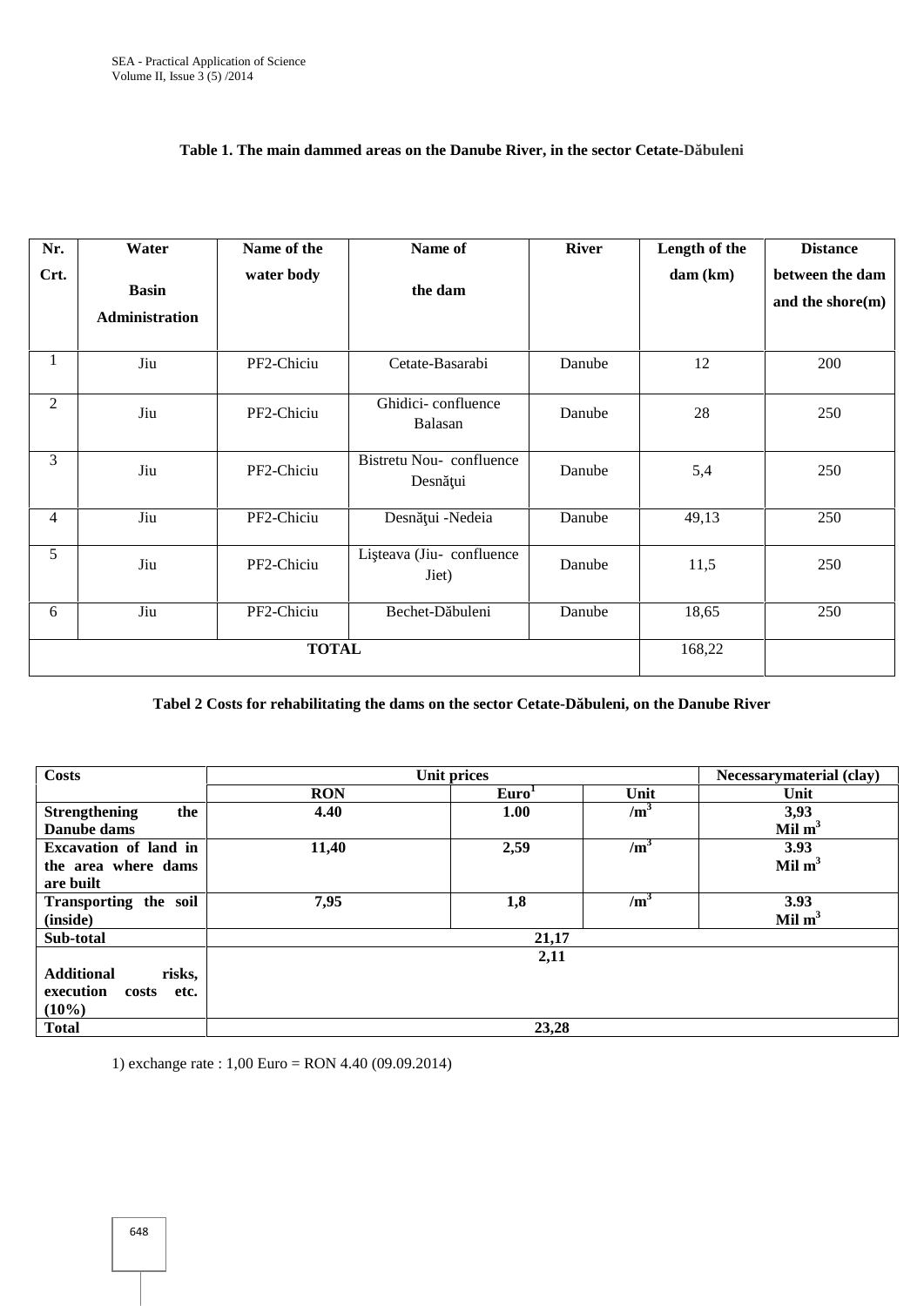**Table 1. The main dammed areas on the Danube River, in the sector Cetate-Dăbuleni**

| Nr. Crt. | Water Basin Administration | Name of the water body | Name of the dam | River | Length of the dam (km) | Distance between the dam and the shore(m) |
|---|---|---|---|---|---|---|
| 1 | Jiu | PF2-Chiciu | Cetate-Basarabi | Danube | 12 | 200 |
| 2 | Jiu | PF2-Chiciu | Ghidici- confluence Balasan | Danube | 28 | 250 |
| 3 | Jiu | PF2-Chiciu | Bistretu Nou- confluence Desnăţui | Danube | 5,4 | 250 |
| 4 | Jiu | PF2-Chiciu | Desnăţui -Nedeia | Danube | 49,13 | 250 |
| 5 | Jiu | PF2-Chiciu | Lişteava (Jiu- confluence Jiet) | Danube | 11,5 | 250 |
| 6 | Jiu | PF2-Chiciu | Bechet-Dăbuleni | Danube | 18,65 | 250 |
| TOTAL | | | | | 168,22 | |

**Tabel 2 Costs for rehabilitating the dams on the sector Cetate-Dăbuleni, on the Danube River**

| Costs | Unit prices | | | Necessarymaterial (clay) |
|---|---|---|---|---|
| | RON | Euro[1] | Unit | Unit |
| **Strengthening the Danube dams** | **4.40** | **1.00** | **/$m^3$** | **3,93 Mil $m^3$** |
| **Excavation of land in the area where dams are built** | **11,40** | **2,59** | **/$m^3$** | **3.93 Mil $m^3$** |
| **Transporting the soil (inside)** | **7,95** | **1,8** | **/$m^3$** | **3.93 Mil $m^3$** |
| **Sub-total** | **21,17** | | | |
| **Additional risks, execution costs etc. (10%)** | **2,11** | | | |
| **Total** | **23,28** | | | |

1) exchange rate : 1,00 Euro = RON 4.40 (09.09.2014)